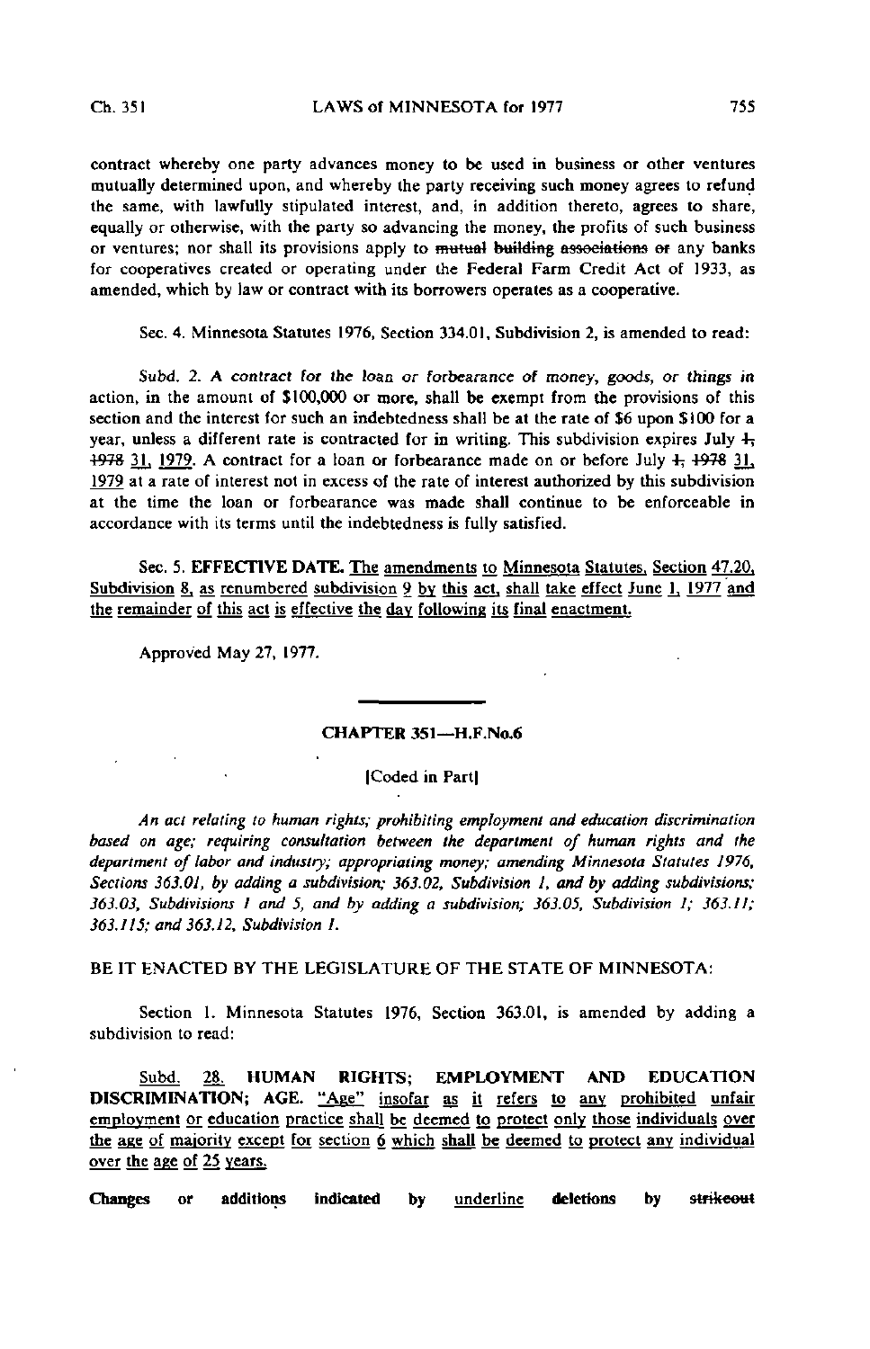contract whereby one party advances money to be used in business or other ventures mutually determined upon, and whereby the party receiving such money agrees to refund the same, with lawfully stipulated interest, and, in addition thereto, agrees to share, equally or otherwise, with the party so advancing the money, the profits of such business or ventures; nor shall its provisions apply to ~~mutual building associations or~~ any banks for cooperatives created or operating under the Federal Farm Credit Act of 1933, as amended, which by law or contract with its borrowers operates as a cooperative.

Sec. 4. Minnesota Statutes 1976, Section 334.01, Subdivision 2, is amended to read:

*Subd. 2. A contract for the loan or forbearance of money, goods, or things in* action, in the amount of $100,000 or more, shall be exempt from the provisions of this section and the interest for such an indebtedness shall be at the rate of $6 upon $100 for a year, unless a different rate is contracted for in writing. This subdivision expires July ~~1, 1978~~ 31, 1979. A contract for a loan or forbearance made on or before July ~~1, 1978~~ 31, 1979 at a rate of interest not in excess of the rate of interest authorized by this subdivision at the time the loan or forbearance was made shall continue to be enforceable in accordance with its terms until the indebtedness is fully satisfied.

Sec. 5. **EFFECTIVE DATE.** The amendments to Minnesota Statutes, Section 47.20, Subdivision 8, as renumbered subdivision 9 by this act, shall take effect June 1, 1977 and the remainder of this act is effective the day following its final enactment.

Approved May 27, 1977.

## CHAPTER 351—H.F.No.6

[Coded in Part]

*An act relating to human rights; prohibiting employment and education discrimination based on age; requiring consultation between the department of human rights and the department of labor and industry; appropriating money; amending Minnesota Statutes 1976, Sections 363.01, by adding a subdivision; 363.02, Subdivision 1, and by adding subdivisions; 363.03, Subdivisions 1 and 5, and by adding a subdivision; 363.05, Subdivision 1; 363.11; 363.115; and 363.12, Subdivision 1.*

BE IT ENACTED BY THE LEGISLATURE OF THE STATE OF MINNESOTA:

Section 1. Minnesota Statutes 1976, Section 363.01, is amended by adding a subdivision to read:

Subd. 28. **HUMAN RIGHTS; EMPLOYMENT AND EDUCATION DISCRIMINATION; AGE.** "Age" insofar as it refers to any prohibited unfair employment or education practice shall be deemed to protect only those individuals over the age of majority except for section 6 which shall be deemed to protect any individual over the age of 25 years.

**Changes or additions indicated by** underline **deletions by** ~~strikeout~~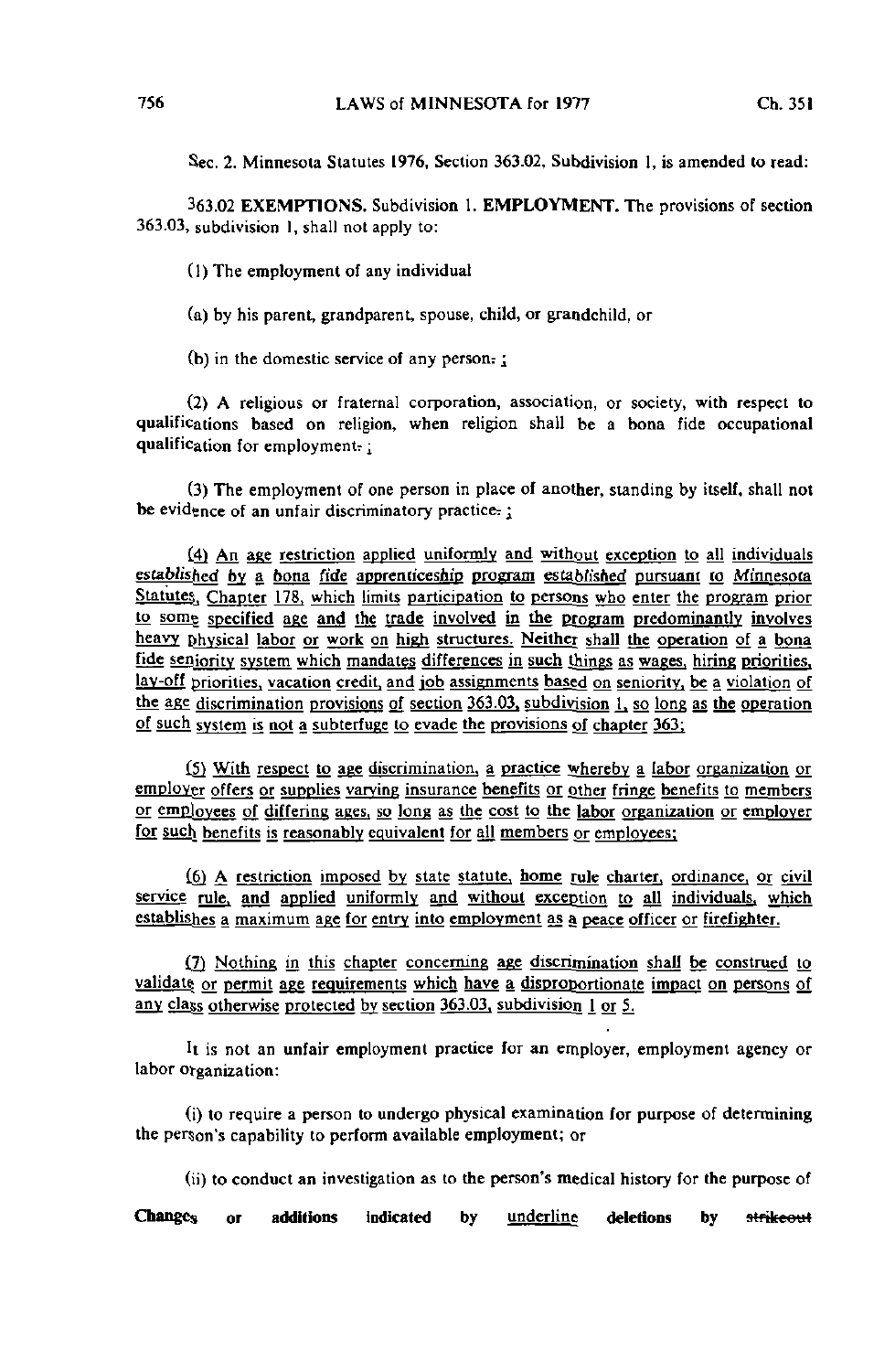Sec. 2. Minnesota Statutes 1976, Section 363.02, Subdivision 1, is amended to read:

363.02 **EXEMPTIONS.** Subdivision 1. **EMPLOYMENT.** The provisions of section 363.03, subdivision 1, shall not apply to:

(1) The employment of any individual

(a) by his parent, grandparent, spouse, child, or grandchild, or

(b) in the domestic service of any person. ;

(2) A religious or fraternal corporation, association, or society, with respect to qualifications based on religion, when religion shall be a bona fide occupational qualification for employment. ;

(3) The employment of one person in place of another, standing by itself, shall not be evidence of an unfair discriminatory practice. ;

(4) An age restriction applied uniformly and without exception to all individuals established by a bona fide apprenticeship program established pursuant to Minnesota Statutes, Chapter 178, which limits participation to persons who enter the program prior to some specified age and the trade involved in the program predominantly involves heavy physical labor or work on high structures. Neither shall the operation of a bona fide seniority system which mandates differences in such things as wages, hiring priorities, lay-off priorities, vacation credit, and job assignments based on seniority, be a violation of the age discrimination provisions of section 363.03, subdivision 1, so long as the operation of such system is not a subterfuge to evade the provisions of chapter 363;

(5) With respect to age discrimination, a practice whereby a labor organization or employer offers or supplies varying insurance benefits or other fringe benefits to members or employees of differing ages, so long as the cost to the labor organization or employer for such benefits is reasonably equivalent for all members or employees;

(6) A restriction imposed by state statute, home rule charter, ordinance, or civil service rule, and applied uniformly and without exception to all individuals, which establishes a maximum age for entry into employment as a peace officer or firefighter.

(7) Nothing in this chapter concerning age discrimination shall be construed to validate or permit age requirements which have a disproportionate impact on persons of any class otherwise protected by section 363.03, subdivision 1 or 5.

It is not an unfair employment practice for an employer, employment agency or labor organization:

(i) to require a person to undergo physical examination for purpose of determining the person's capability to perform available employment; or

(ii) to conduct an investigation as to the person's medical history for the purpose of

Changes or additions indicated by underline deletions by ~~strikeout~~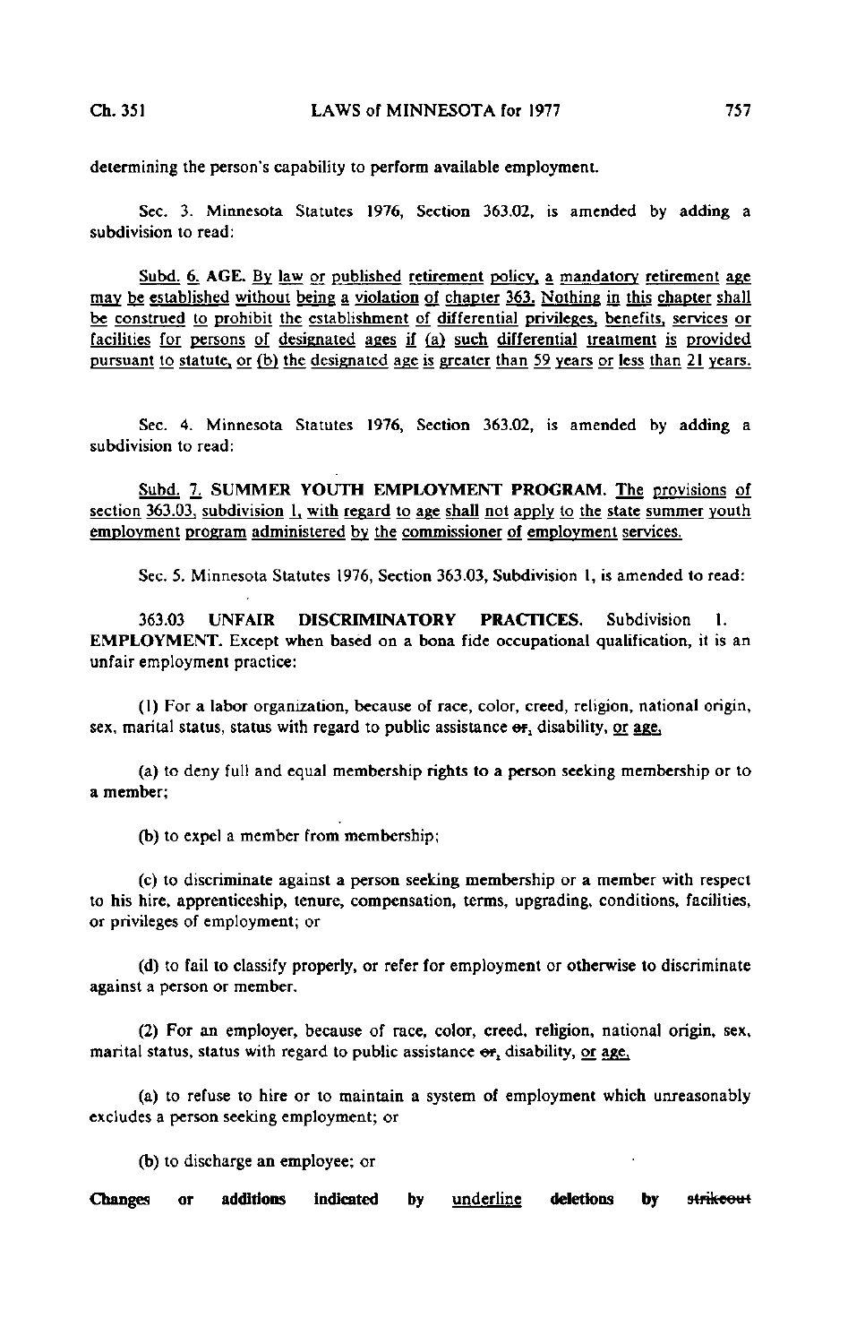determining the person's capability to perform available employment.

Sec. 3. Minnesota Statutes 1976, Section 363.02, is amended by adding a subdivision to read:

<u>Subd. 6.</u> **AGE.** <u>By law or published retirement policy, a mandatory retirement age may be established without being a violation of chapter 363. Nothing in this chapter shall be construed to prohibit the establishment of differential privileges, benefits, services or facilities for persons of designated ages if (a) such differential treatment is provided pursuant to statute, or (b) the designated age is greater than 59 years or less than 21 years.</u>

Sec. 4. Minnesota Statutes 1976, Section 363.02, is amended by adding a subdivision to read:

<u>Subd. 7.</u> **SUMMER YOUTH EMPLOYMENT PROGRAM.** <u>The provisions of section 363.03, subdivision 1, with regard to age shall not apply to the state summer youth employment program administered by the commissioner of employment services.</u>

Sec. 5. Minnesota Statutes 1976, Section 363.03, Subdivision 1, is amended to read:

363.03 **UNFAIR DISCRIMINATORY PRACTICES.** Subdivision 1. **EMPLOYMENT.** Except when based on a bona fide occupational qualification, it is an unfair employment practice:

(1) For a labor organization, because of race, color, creed, religion, national origin, sex, marital status, status with regard to public assistance ~~or~~<u>,</u> disability, <u>or age,</u>

(a) to deny full and equal membership rights to a person seeking membership or to a member;

(b) to expel a member from membership;

(c) to discriminate against a person seeking membership or a member with respect to his hire, apprenticeship, tenure, compensation, terms, upgrading, conditions, facilities, or privileges of employment; or

(d) to fail to classify properly, or refer for employment or otherwise to discriminate against a person or member.

(2) For an employer, because of race, color, creed, religion, national origin, sex, marital status, status with regard to public assistance ~~or~~<u>,</u> disability, <u>or age,</u>

(a) to refuse to hire or to maintain a system of employment which unreasonably excludes a person seeking employment; or

(b) to discharge an employee; or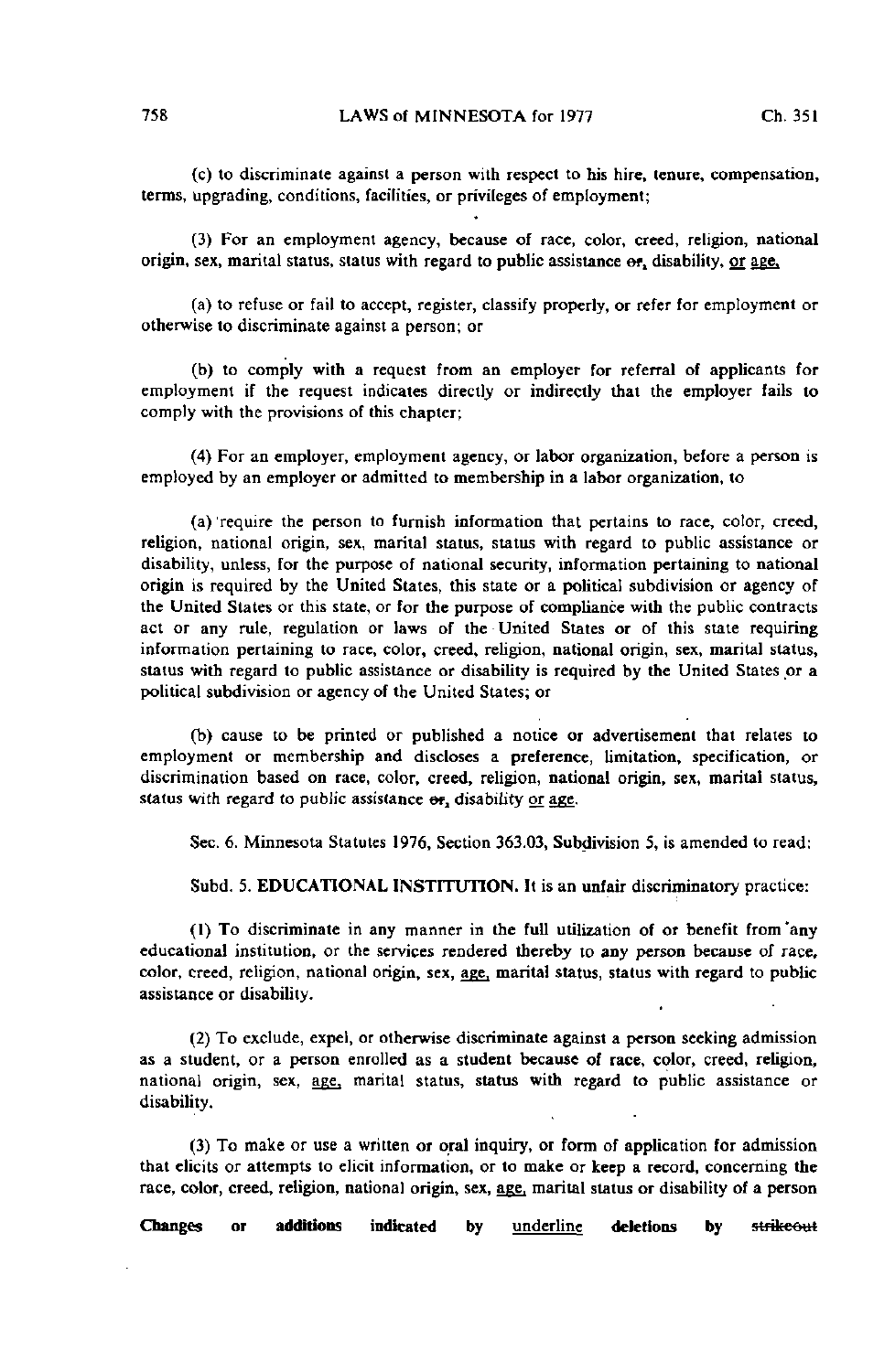(c) to discriminate against a person with respect to his hire, tenure, compensation, terms, upgrading, conditions, facilities, or privileges of employment;

(3) For an employment agency, because of race, color, creed, religion, national origin, sex, marital status, status with regard to public assistance ~~or~~, disability, <u>or age,</u>

(a) to refuse or fail to accept, register, classify properly, or refer for employment or otherwise to discriminate against a person; or

(b) to comply with a request from an employer for referral of applicants for employment if the request indicates directly or indirectly that the employer fails to comply with the provisions of this chapter;

(4) For an employer, employment agency, or labor organization, before a person is employed by an employer or admitted to membership in a labor organization, to

(a) require the person to furnish information that pertains to race, color, creed, religion, national origin, sex, marital status, status with regard to public assistance or disability, unless, for the purpose of national security, information pertaining to national origin is required by the United States, this state or a political subdivision or agency of the United States or this state, or for the purpose of compliance with the public contracts act or any rule, regulation or laws of the United States or of this state requiring information pertaining to race, color, creed, religion, national origin, sex, marital status, status with regard to public assistance or disability is required by the United States or a political subdivision or agency of the United States; or

(b) cause to be printed or published a notice or advertisement that relates to employment or membership and discloses a preference, limitation, specification, or discrimination based on race, color, creed, religion, national origin, sex, marital status, status with regard to public assistance ~~or~~, disability <u>or age</u>.

Sec. 6. Minnesota Statutes 1976, Section 363.03, Subdivision 5, is amended to read:

Subd. 5. **EDUCATIONAL INSTITUTION.** It is an unfair discriminatory practice:

(1) To discriminate in any manner in the full utilization of or benefit from any educational institution, or the services rendered thereby to any person because of race, color, creed, religion, national origin, sex, <u>age,</u> marital status, status with regard to public assistance or disability.

(2) To exclude, expel, or otherwise discriminate against a person seeking admission as a student, or a person enrolled as a student because of race, color, creed, religion, national origin, sex, <u>age,</u> marital status, status with regard to public assistance or disability.

(3) To make or use a written or oral inquiry, or form of application for admission that elicits or attempts to elicit information, or to make or keep a record, concerning the race, color, creed, religion, national origin, sex, <u>age,</u> marital status or disability of a person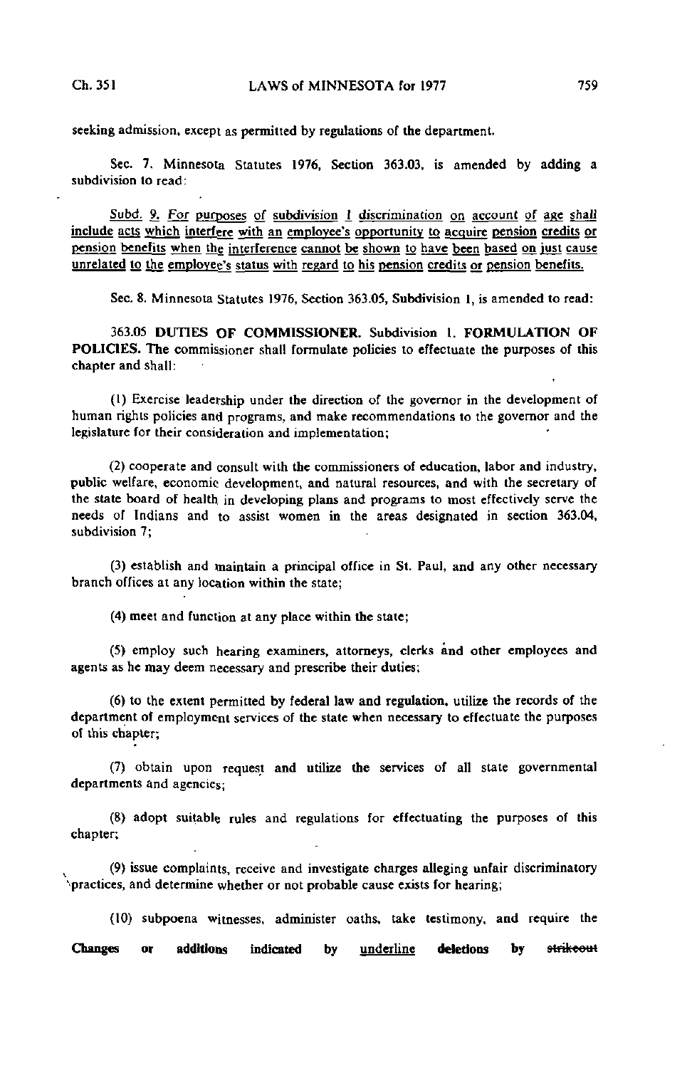seeking admission, except as permitted by regulations of the department.

Sec. 7. Minnesota Statutes 1976, Section 363.03, is amended by adding a subdivision to read:

<u>Subd. 9. For purposes of subdivision 1 discrimination on account of age shall include acts which interfere with an employee's opportunity to acquire pension credits or pension benefits when the interference cannot be shown to have been based on just cause unrelated to the employee's status with regard to his pension credits or pension benefits.</u>

Sec. 8. Minnesota Statutes 1976, Section 363.05, Subdivision 1, is amended to read:

363.05 **DUTIES OF COMMISSIONER.** Subdivision 1. **FORMULATION OF POLICIES.** The commissioner shall formulate policies to effectuate the purposes of this chapter and shall:

(1) Exercise leadership under the direction of the governor in the development of human rights policies and programs, and make recommendations to the governor and the legislature for their consideration and implementation;

(2) cooperate and consult with the commissioners of education, labor and industry, public welfare, economic development, and natural resources, and with the secretary of the state board of health in developing plans and programs to most effectively serve the needs of Indians and to assist women in the areas designated in section 363.04, subdivision 7;

(3) establish and maintain a principal office in St. Paul, and any other necessary branch offices at any location within the state;

(4) meet and function at any place within the state;

(5) employ such hearing examiners, attorneys, clerks and other employees and agents as he may deem necessary and prescribe their duties;

(6) to the extent permitted by federal law and regulation, utilize the records of the department of employment services of the state when necessary to effectuate the purposes of this chapter;

(7) obtain upon request and utilize the services of all state governmental departments and agencies;

(8) adopt suitable rules and regulations for effectuating the purposes of this chapter;

(9) issue complaints, receive and investigate charges alleging unfair discriminatory practices, and determine whether or not probable cause exists for hearing;

(10) subpoena witnesses, administer oaths, take testimony, and require the

**Changes or additions indicated by** <u>underline</u> **deletions by** ~~strikeout~~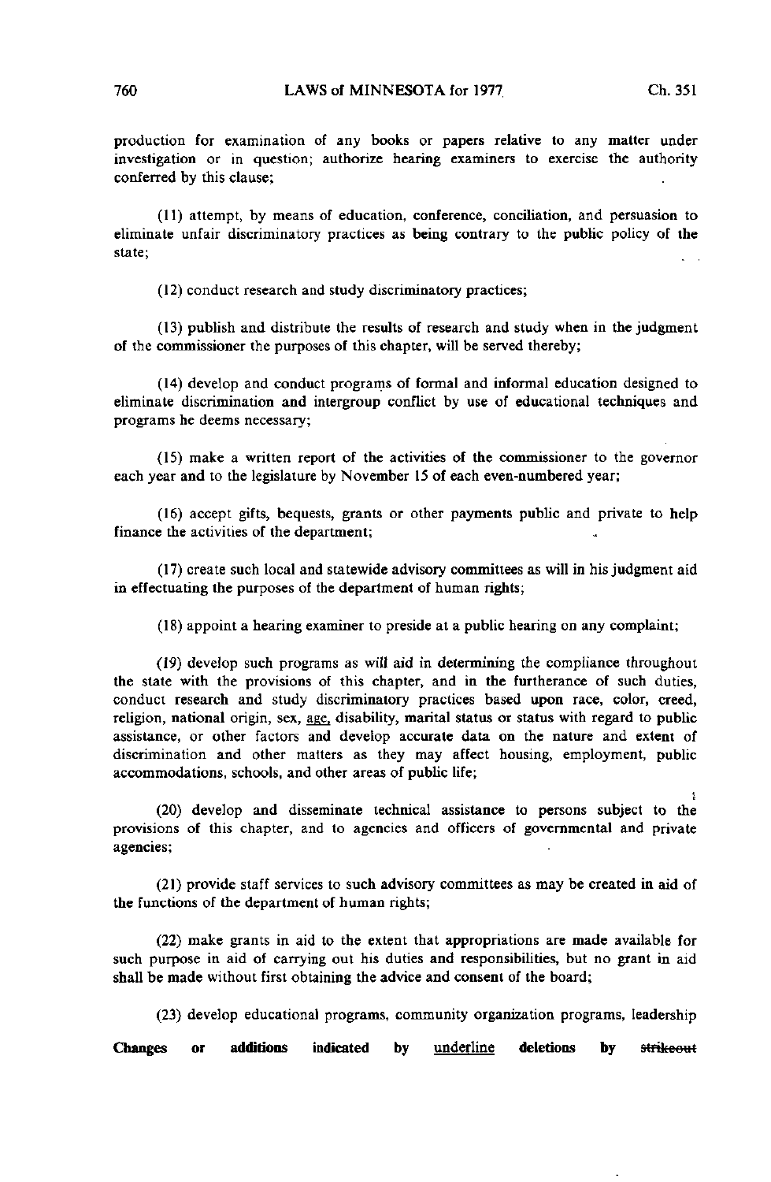production for examination of any books or papers relative to any matter under investigation or in question; authorize hearing examiners to exercise the authority conferred by this clause;

(11) attempt, by means of education, conference, conciliation, and persuasion to eliminate unfair discriminatory practices as being contrary to the public policy of the state;

(12) conduct research and study discriminatory practices;

(13) publish and distribute the results of research and study when in the judgment of the commissioner the purposes of this chapter, will be served thereby;

(14) develop and conduct programs of formal and informal education designed to eliminate discrimination and intergroup conflict by use of educational techniques and programs he deems necessary;

(15) make a written report of the activities of the commissioner to the governor each year and to the legislature by November 15 of each even-numbered year;

(16) accept gifts, bequests, grants or other payments public and private to help finance the activities of the department;

(17) create such local and statewide advisory committees as will in his judgment aid in effectuating the purposes of the department of human rights;

(18) appoint a hearing examiner to preside at a public hearing on any complaint;

(19) develop such programs as will aid in determining the compliance throughout the state with the provisions of this chapter, and in the furtherance of such duties, conduct research and study discriminatory practices based upon race, color, creed, religion, national origin, sex, <u>age,</u> disability, marital status or status with regard to public assistance, or other factors and develop accurate data on the nature and extent of discrimination and other matters as they may affect housing, employment, public accommodations, schools, and other areas of public life;

(20) develop and disseminate technical assistance to persons subject to the provisions of this chapter, and to agencies and officers of governmental and private agencies;

(21) provide staff services to such advisory committees as may be created in aid of the functions of the department of human rights;

(22) make grants in aid to the extent that appropriations are made available for such purpose in aid of carrying out his duties and responsibilities, but no grant in aid shall be made without first obtaining the advice and consent of the board;

(23) develop educational programs, community organization programs, leadership

**Changes or additions indicated by** <u>underline</u> **deletions by** ~~strikeout~~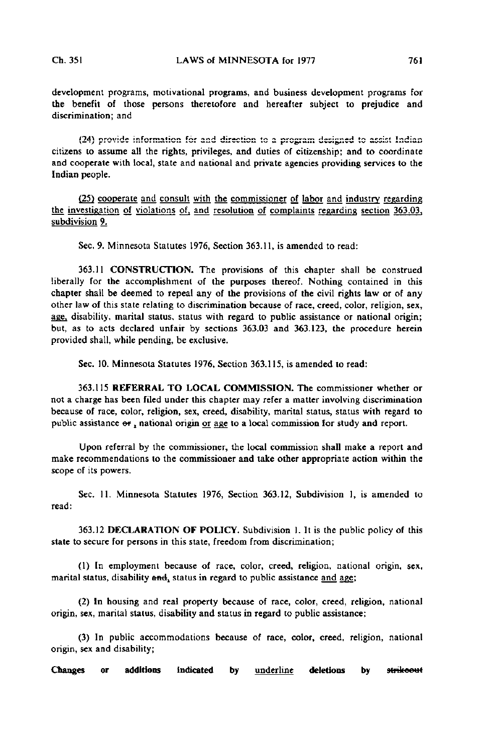development programs, motivational programs, and business development programs for the benefit of those persons theretofore and hereafter subject to prejudice and discrimination; and

~~(24) provide information for and direction to a program designed to assist Indian~~ citizens to assume all the rights, privileges, and duties of citizenship; and to coordinate and cooperate with local, state and national and private agencies providing services to the Indian people.

<u>(25) cooperate and consult with the commissioner of labor and industry regarding the investigation of violations of, and resolution of complaints regarding section 363.03, subdivision 9.</u>

Sec. 9. Minnesota Statutes 1976, Section 363.11, is amended to read:

363.11 **CONSTRUCTION.** The provisions of this chapter shall be construed liberally for the accomplishment of the purposes thereof. Nothing contained in this chapter shall be deemed to repeal any of the provisions of the civil rights law or of any other law of this state relating to discrimination because of race, creed, color, religion, sex, <u>age,</u> disability, marital status, status with regard to public assistance or national origin; but, as to acts declared unfair by sections 363.03 and 363.123, the procedure herein provided shall, while pending, be exclusive.

Sec. 10. Minnesota Statutes 1976, Section 363.115, is amended to read:

363.115 **REFERRAL TO LOCAL COMMISSION.** The commissioner whether or not a charge has been filed under this chapter may refer a matter involving discrimination because of race, color, religion, sex, creed, disability, marital status, status with regard to public assistance ~~or~~ , national origin <u>or age</u> to a local commission for study and report.

Upon referral by the commissioner, the local commission shall make a report and make recommendations to the commissioner and take other appropriate action within the scope of its powers.

Sec. 11. Minnesota Statutes 1976, Section 363.12, Subdivision 1, is amended to read:

363.12 **DECLARATION OF POLICY.** Subdivision 1. It is the public policy of this state to secure for persons in this state, freedom from discrimination;

(1) In employment because of race, color, creed, religion, national origin, sex, marital status, disability ~~and~~, status in regard to public assistance <u>and age</u>;

(2) In housing and real property because of race, color, creed, religion, national origin, sex, marital status, disability and status in regard to public assistance;

(3) In public accommodations because of race, color, creed, religion, national origin, sex and disability;

**Changes or additions indicated by** <u>underline</u> **deletions by** ~~strikeout~~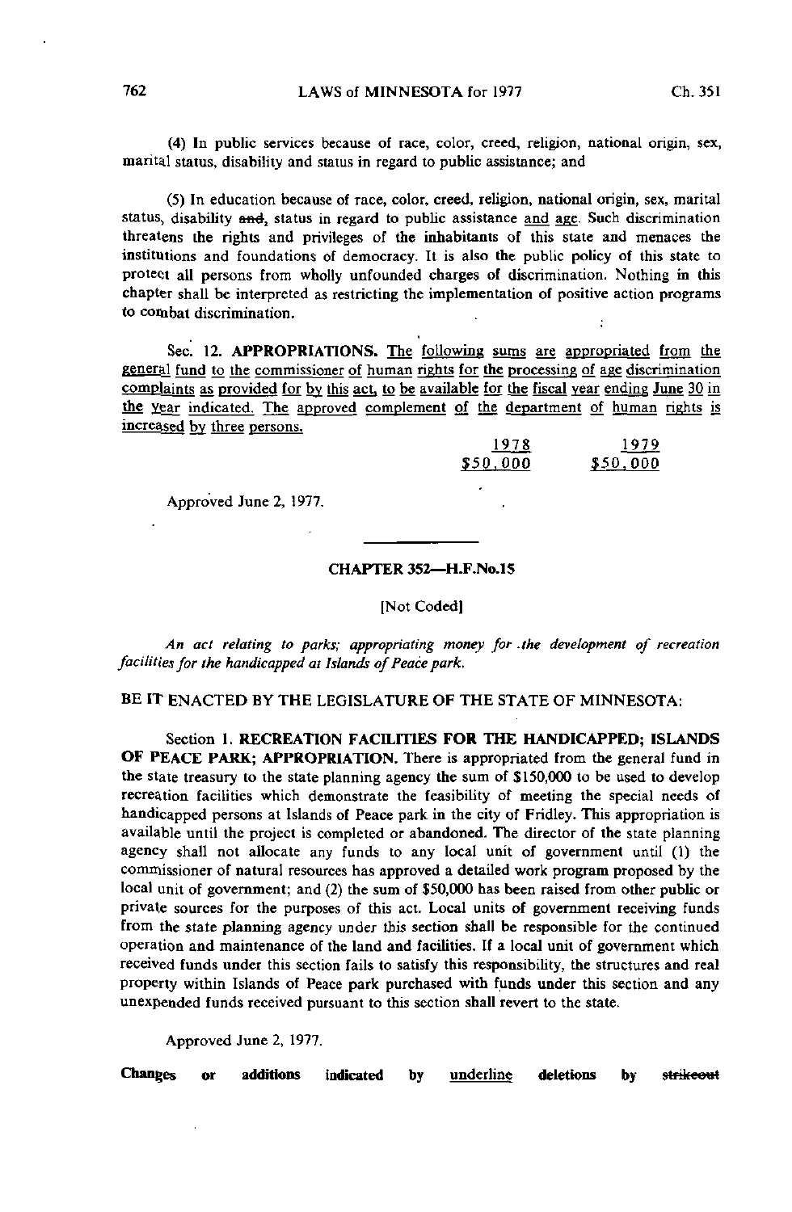(4) In public services because of race, color, creed, religion, national origin, sex, marital status, disability and status in regard to public assistance; and

(5) In education because of race, color, creed, religion, national origin, sex, marital status, disability ~~and~~, status in regard to public assistance and age. Such discrimination threatens the rights and privileges of the inhabitants of this state and menaces the institutions and foundations of democracy. It is also the public policy of this state to protect all persons from wholly unfounded charges of discrimination. Nothing in this chapter shall be interpreted as restricting the implementation of positive action programs to combat discrimination.

Sec. 12. **APPROPRIATIONS.** The following sums are appropriated from the general fund to the commissioner of human rights for the processing of age discrimination complaints as provided for by this act, to be available for the fiscal year ending June 30 in the year indicated. The approved complement of the department of human rights is increased by three persons.

| 1978 | 1979 |
|---|---|
| $50,000 | $50,000 |

Approved June 2, 1977.

## CHAPTER 352—H.F.No.15

[Not Coded]

*An act relating to parks; appropriating money for the development of recreation facilities for the handicapped at Islands of Peace park.*

BE IT ENACTED BY THE LEGISLATURE OF THE STATE OF MINNESOTA:

Section 1. **RECREATION FACILITIES FOR THE HANDICAPPED; ISLANDS OF PEACE PARK; APPROPRIATION.** There is appropriated from the general fund in the state treasury to the state planning agency the sum of $150,000 to be used to develop recreation facilities which demonstrate the feasibility of meeting the special needs of handicapped persons at Islands of Peace park in the city of Fridley. This appropriation is available until the project is completed or abandoned. The director of the state planning agency shall not allocate any funds to any local unit of government until (1) the commissioner of natural resources has approved a detailed work program proposed by the local unit of government; and (2) the sum of $50,000 has been raised from other public or private sources for the purposes of this act. Local units of government receiving funds from the state planning agency under this section shall be responsible for the continued operation and maintenance of the land and facilities. If a local unit of government which received funds under this section fails to satisfy this responsibility, the structures and real property within Islands of Peace park purchased with funds under this section and any unexpended funds received pursuant to this section shall revert to the state.

Approved June 2, 1977.

**Changes or additions indicated by** underline **deletions by** ~~strikeout~~